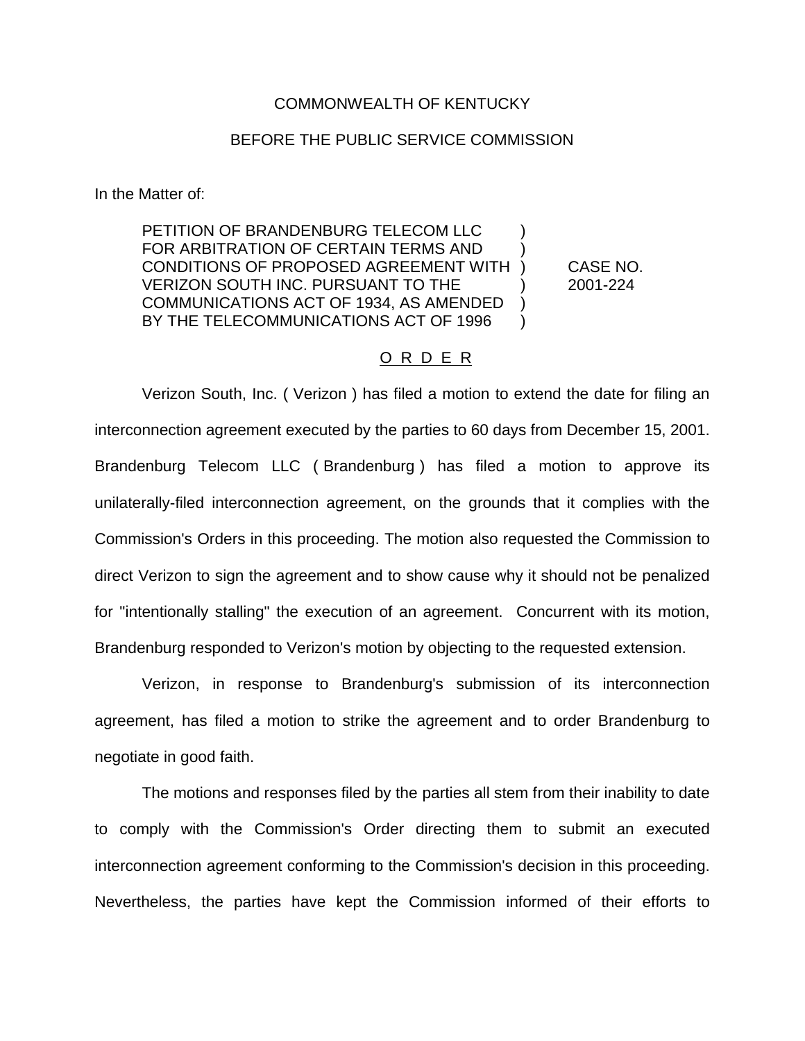COMMONWEALTH OF KENTUCKY

BEFORE THE PUBLIC SERVICE COMMISSION

In the Matter of:

PETITION OF BRANDENBURG TELECOM LLC FOR ARBITRATION OF CERTAIN TERMS AND CONDITIONS OF PROPOSED AGREEMENT WITH VERIZON SOUTH INC. PURSUANT TO THE COMMUNICATIONS ACT OF 1934, AS AMENDED BY THE TELECOMMUNICATIONS ACT OF 1996 ) ) ) ) ) ) CASE NO. 2001-224

O R D E R

Verizon South, Inc. ( Verizon ) has filed a motion to extend the date for filing an interconnection agreement executed by the parties to 60 days from December 15, 2001. Brandenburg Telecom LLC ( Brandenburg ) has filed a motion to approve its unilaterally-filed interconnection agreement, on the grounds that it complies with the Commission's Orders in this proceeding. The motion also requested the Commission to direct Verizon to sign the agreement and to show cause why it should not be penalized for "intentionally stalling" the execution of an agreement. Concurrent with its motion, Brandenburg responded to Verizon's motion by objecting to the requested extension.

Verizon, in response to Brandenburg's submission of its interconnection agreement, has filed a motion to strike the agreement and to order Brandenburg to negotiate in good faith.

The motions and responses filed by the parties all stem from their inability to date to comply with the Commission's Order directing them to submit an executed interconnection agreement conforming to the Commission's decision in this proceeding. Nevertheless, the parties have kept the Commission informed of their efforts to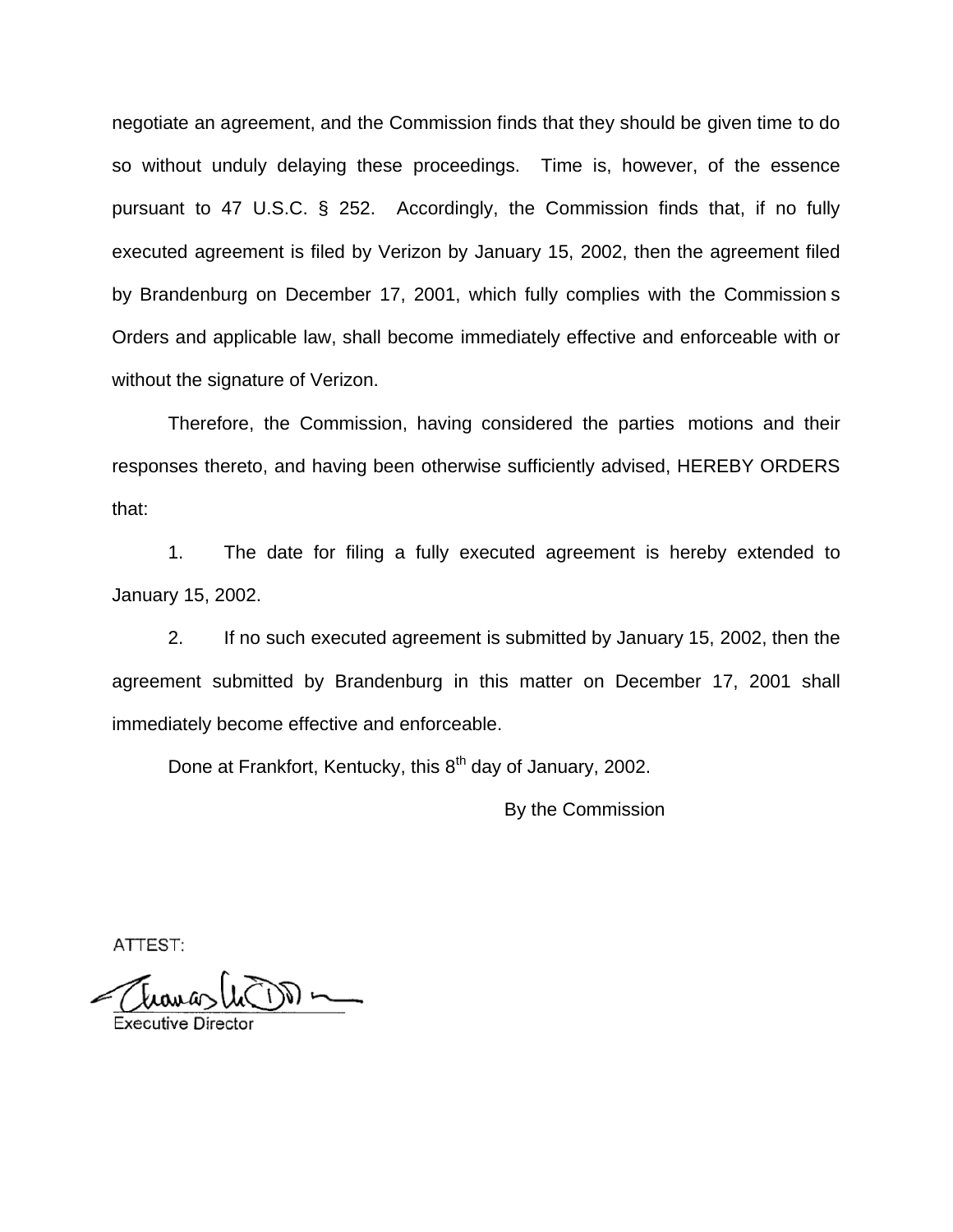negotiate an agreement, and the Commission finds that they should be given time to do so without unduly delaying these proceedings. Time is, however, of the essence pursuant to 47 U.S.C. § 252. Accordingly, the Commission finds that, if no fully executed agreement is filed by Verizon by January 15, 2002, then the agreement filed by Brandenburg on December 17, 2001, which fully complies with the Commission s Orders and applicable law, shall become immediately effective and enforceable with or without the signature of Verizon.

Therefore, the Commission, having considered the parties motions and their responses thereto, and having been otherwise sufficiently advised, HEREBY ORDERS that:

1. The date for filing a fully executed agreement is hereby extended to January 15, 2002.

2. If no such executed agreement is submitted by January 15, 2002, then the agreement submitted by Brandenburg in this matter on December 17, 2001 shall immediately become effective and enforceable.

Done at Frankfort, Kentucky, this 8th day of January, 2002.

By the Commission

ATTEST:

Executive Director